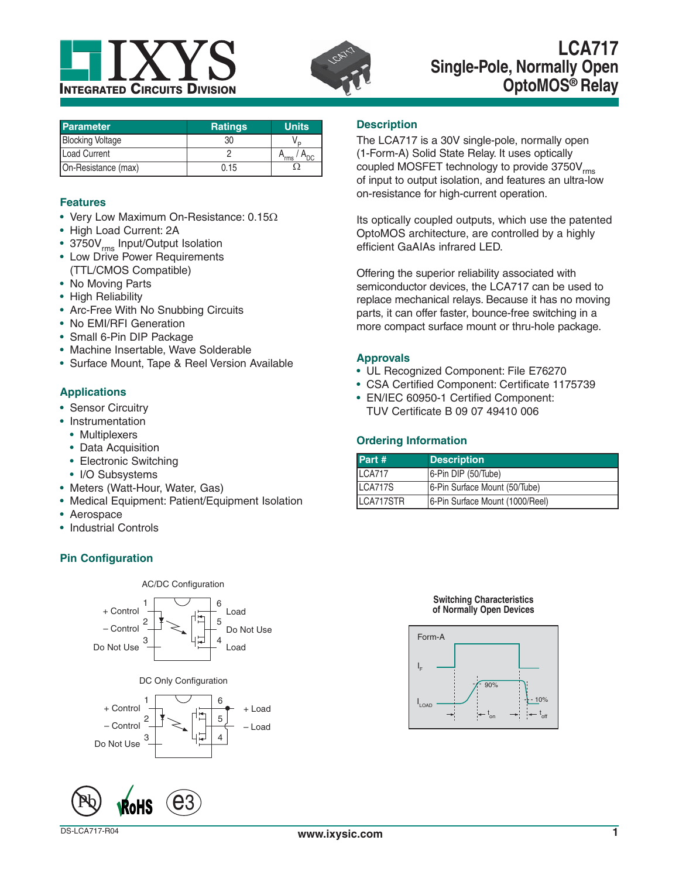# LCA717
## Single-Pole, Normally Open OptoMOS® Relay

| Parameter | Ratings | Units |
|---|---|---|
| Blocking Voltage | 30 | $V_P$ |
| Load Current | 2 | $A_{rms}$ / $A_{DC}$ |
| On-Resistance (max) | 0.15 | Ω |

### Features

- Very Low Maximum On-Resistance: 0.15Ω
- High Load Current: 2A
- 3750$V_{rms}$ Input/Output Isolation
- Low Drive Power Requirements (TTL/CMOS Compatible)
- No Moving Parts
- High Reliability
- Arc-Free With No Snubbing Circuits
- No EMI/RFI Generation
- Small 6-Pin DIP Package
- Machine Insertable, Wave Solderable
- Surface Mount, Tape & Reel Version Available

### Applications

- Sensor Circuitry
- Instrumentation
  - Multiplexers
  - Data Acquisition
  - Electronic Switching
  - I/O Subsystems
- Meters (Watt-Hour, Water, Gas)
- Medical Equipment: Patient/Equipment Isolation
- Aerospace
- Industrial Controls

### Description

The LCA717 is a 30V single-pole, normally open (1-Form-A) Solid State Relay. It uses optically coupled MOSFET technology to provide 3750$V_{rms}$ of input to output isolation, and features an ultra-low on-resistance for high-current operation.

Its optically coupled outputs, which use the patented OptoMOS architecture, are controlled by a highly efficient GaAIAs infrared LED.

Offering the superior reliability associated with semiconductor devices, the LCA717 can be used to replace mechanical relays. Because it has no moving parts, it can offer faster, bounce-free switching in a more compact surface mount or thru-hole package.

### Approvals

- UL Recognized Component: File E76270
- CSA Certified Component: Certificate 1175739
- EN/IEC 60950-1 Certified Component: TUV Certificate B 09 07 49410 006

### Ordering Information

| Part # | Description |
|---|---|
| LCA717 | 6-Pin DIP (50/Tube) |
| LCA717S | 6-Pin Surface Mount (50/Tube) |
| LCA717STR | 6-Pin Surface Mount (1000/Reel) |

### Pin Configuration

AC/DC Configuration

1 + Control, 2 – Control, 3 Do Not Use, 4 Load, 5 Do Not Use, 6 Load

DC Only Configuration

1 + Control, 2 – Control, 3 Do Not Use, 4 – Load, 5, 6 + Load

**Switching Characteristics of Normally Open Devices**

Form-A: $I_F$, $I_{LOAD}$, 90%, 10%, $t_{on}$, $t_{off}$

DS-LCA717-R04

www.ixysic.com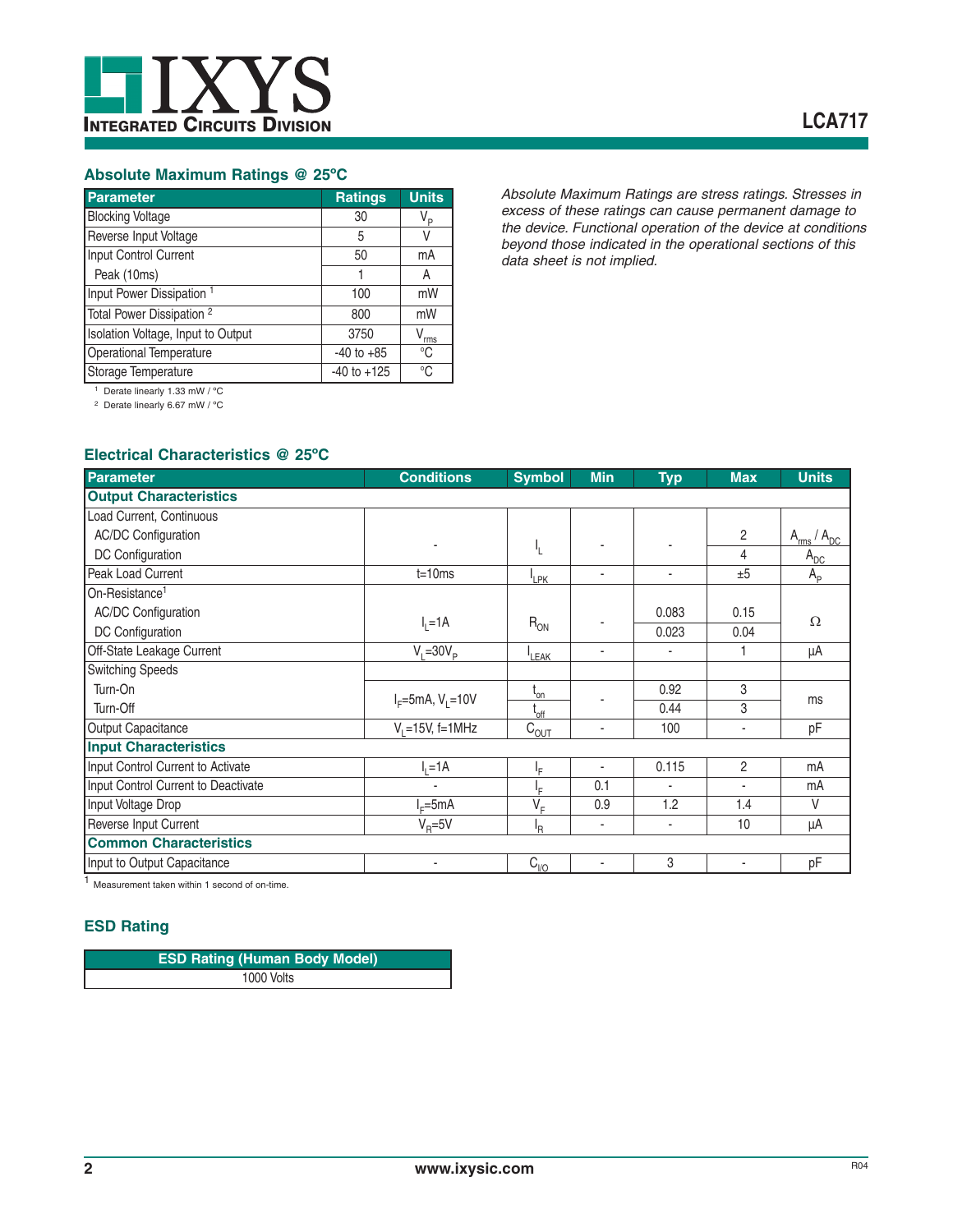## Absolute Maximum Ratings @ 25ºC

| Parameter | Ratings | Units |
|---|---|---|
| Blocking Voltage | 30 | $V_P$ |
| Reverse Input Voltage | 5 | V |
| Input Control Current | 50 | mA |
| Peak (10ms) | 1 | A |
| Input Power Dissipation [1] | 100 | mW |
| Total Power Dissipation [2] | 800 | mW |
| Isolation Voltage, Input to Output | 3750 | $V_{rms}$ |
| Operational Temperature | -40 to +85 | °C |
| Storage Temperature | -40 to +125 | °C |

[1] Derate linearly 1.33 mW / °C

[2] Derate linearly 6.67 mW / °C

*Absolute Maximum Ratings are stress ratings. Stresses in excess of these ratings can cause permanent damage to the device. Functional operation of the device at conditions beyond those indicated in the operational sections of this data sheet is not implied.*

## Electrical Characteristics @ 25ºC

| Parameter | Conditions | Symbol | Min | Typ | Max | Units |
|---|---|---|---|---|---|---|
| **Output Characteristics** | | | | | | |
| Load Current, Continuous | | | | | | |
| AC/DC Configuration | - | $I_L$ | - | - | 2 | $A_{rms}$ / $A_{DC}$ |
| DC Configuration | | | | | 4 | $A_{DC}$ |
| Peak Load Current | t=10ms | $I_{LPK}$ | - | - | ±5 | $A_P$ |
| On-Resistance[1] | | | | | | |
| AC/DC Configuration | $I_L$=1A | $R_{ON}$ | - | 0.083 | 0.15 | Ω |
| DC Configuration | | | | 0.023 | 0.04 | |
| Off-State Leakage Current | $V_L$=30$V_P$ | $I_{LEAK}$ | - | - | 1 | µA |
| Switching Speeds | | | | | | |
| Turn-On | $I_F$=5mA, $V_L$=10V | $t_{on}$ | - | 0.92 | 3 | ms |
| Turn-Off | | $t_{off}$ | | 0.44 | 3 | |
| Output Capacitance | $V_L$=15V, f=1MHz | $C_{OUT}$ | - | 100 | - | pF |
| **Input Characteristics** | | | | | | |
| Input Control Current to Activate | $I_L$=1A | $I_F$ | - | 0.115 | 2 | mA |
| Input Control Current to Deactivate | - | $I_F$ | 0.1 | - | - | mA |
| Input Voltage Drop | $I_F$=5mA | $V_F$ | 0.9 | 1.2 | 1.4 | V |
| Reverse Input Current | $V_R$=5V | $I_R$ | - | - | 10 | µA |
| **Common Characteristics** | | | | | | |
| Input to Output Capacitance | - | $C_{I/O}$ | - | 3 | - | pF |

[1] Measurement taken within 1 second of on-time.

## ESD Rating

| ESD Rating (Human Body Model) |
|---|
| 1000 Volts |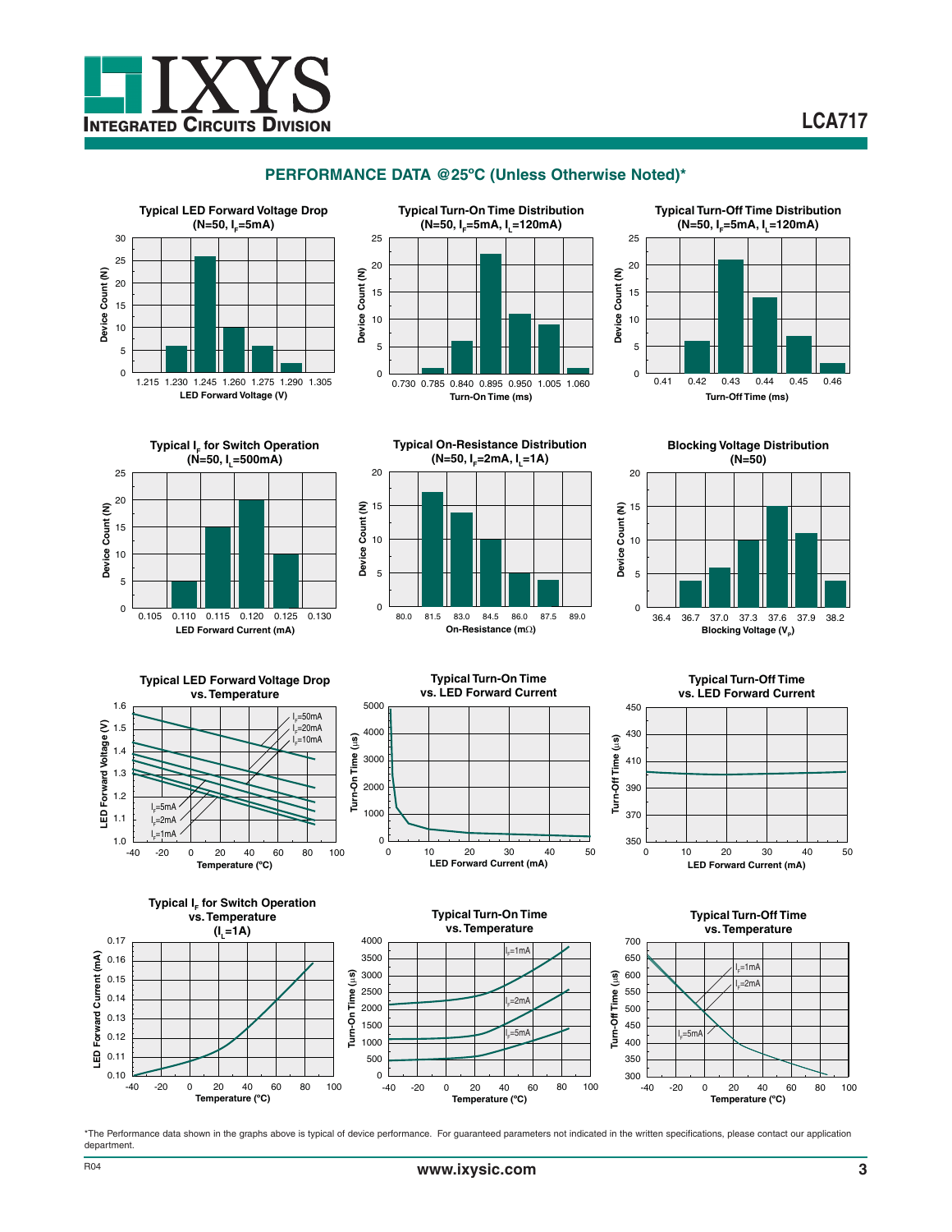## PERFORMANCE DATA @25ºC (Unless Otherwise Noted)*

**Typical LED Forward Voltage Drop ($N=50$, $I_F=5mA$)**

Device Count (N) vs. LED Forward Voltage (V)

**Typical Turn-On Time Distribution ($N=50$, $I_F=5mA$, $I_L=120mA$)**

Device Count (N) vs. Turn-On Time (ms)

**Typical Turn-Off Time Distribution ($N=50$, $I_F=5mA$, $I_L=120mA$)**

Device Count (N) vs. Turn-Off Time (ms)

**Typical $I_F$ for Switch Operation ($N=50$, $I_L=500mA$)**

Device Count (N) vs. LED Forward Current (mA)

**Typical On-Resistance Distribution ($N=50$, $I_F=2mA$, $I_L=1A$)**

Device Count (N) vs. On-Resistance (mΩ)

**Blocking Voltage Distribution ($N=50$)**

Device Count (N) vs. Blocking Voltage ($V_P$)

**Typical LED Forward Voltage Drop vs. Temperature**

LED Forward Voltage (V) vs. Temperature (ºC); $I_F$=50mA, $I_F$=20mA, $I_F$=10mA, $I_F$=5mA, $I_F$=2mA, $I_F$=1mA

**Typical Turn-On Time vs. LED Forward Current**

Turn-On Time (µs) vs. LED Forward Current (mA)

**Typical Turn-Off Time vs. LED Forward Current**

Turn-Off Time (µs) vs. LED Forward Current (mA)

**Typical $I_F$ for Switch Operation vs. Temperature ($I_L=1A$)**

LED Forward Current (mA) vs. Temperature (ºC)

**Typical Turn-On Time vs. Temperature**

Turn-On Time (µs) vs. Temperature (ºC); $I_F$=1mA, $I_F$=2mA, $I_F$=5mA

**Typical Turn-Off Time vs. Temperature**

Turn-Off Time (µs) vs. Temperature (ºC); $I_F$=1mA, $I_F$=2mA, $I_F$=5mA

*The Performance data shown in the graphs above is typical of device performance. For guaranteed parameters not indicated in the written specifications, please contact our application department.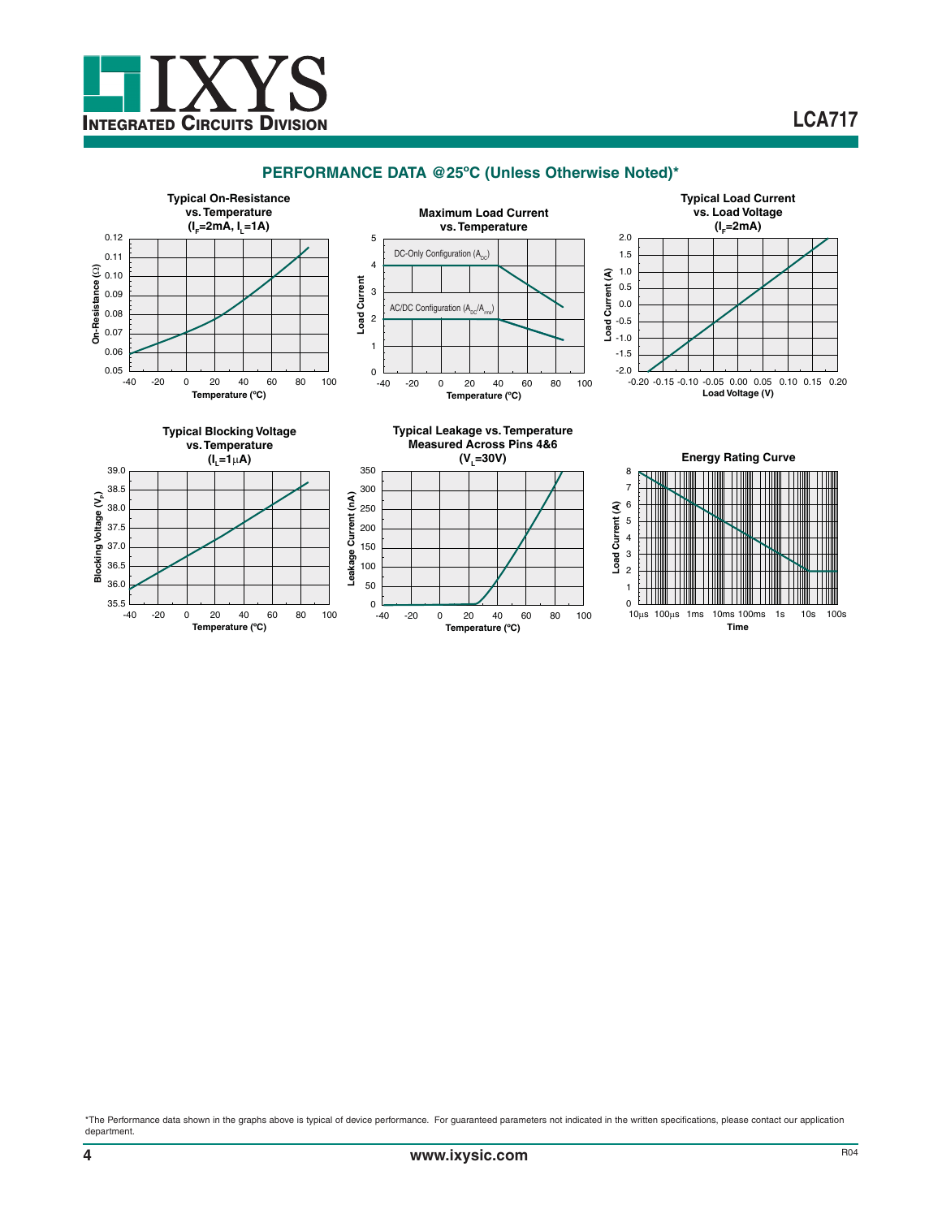## PERFORMANCE DATA @25ºC (Unless Otherwise Noted)*

**Typical On-Resistance vs. Temperature ($I_F$=2mA, $I_L$=1A)**

**Maximum Load Current vs. Temperature**

**Typical Load Current vs. Load Voltage ($I_F$=2mA)**

**Typical Blocking Voltage vs. Temperature ($I_L$=1µA)**

**Typical Leakage vs. Temperature Measured Across Pins 4&6 ($V_L$=30V)**

**Energy Rating Curve**

*The Performance data shown in the graphs above is typical of device performance. For guaranteed parameters not indicated in the written specifications, please contact our application department.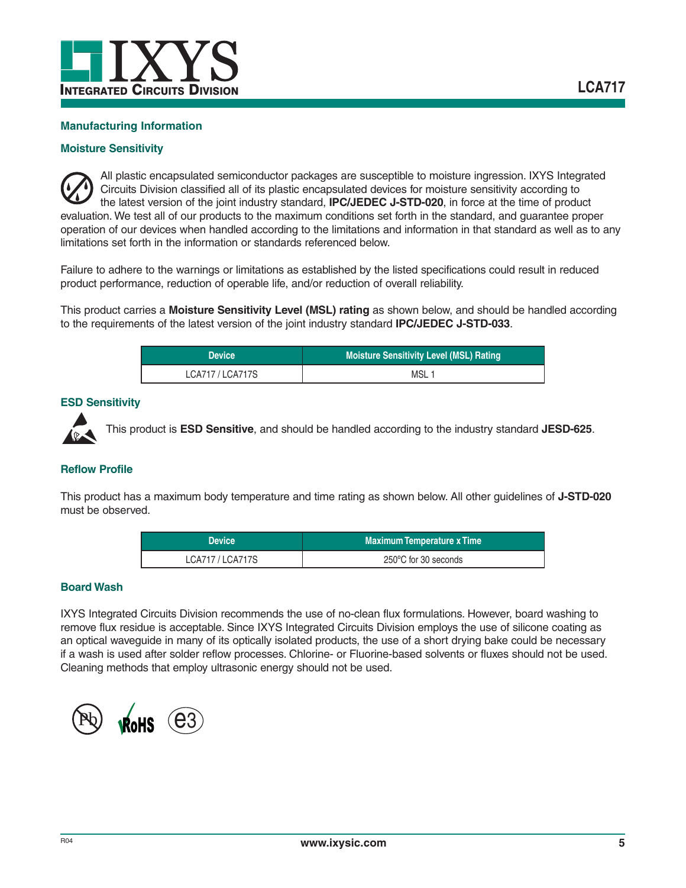## Manufacturing Information

### Moisture Sensitivity

All plastic encapsulated semiconductor packages are susceptible to moisture ingression. IXYS Integrated Circuits Division classified all of its plastic encapsulated devices for moisture sensitivity according to the latest version of the joint industry standard, **IPC/JEDEC J-STD-020**, in force at the time of product evaluation. We test all of our products to the maximum conditions set forth in the standard, and guarantee proper operation of our devices when handled according to the limitations and information in that standard as well as to any limitations set forth in the information or standards referenced below.

Failure to adhere to the warnings or limitations as established by the listed specifications could result in reduced product performance, reduction of operable life, and/or reduction of overall reliability.

This product carries a **Moisture Sensitivity Level (MSL) rating** as shown below, and should be handled according to the requirements of the latest version of the joint industry standard **IPC/JEDEC J-STD-033**.

| Device | Moisture Sensitivity Level (MSL) Rating |
|---|---|
| LCA717 / LCA717S | MSL 1 |

### ESD Sensitivity

This product is **ESD Sensitive**, and should be handled according to the industry standard **JESD-625**.

### Reflow Profile

This product has a maximum body temperature and time rating as shown below. All other guidelines of **J-STD-020** must be observed.

| Device | Maximum Temperature x Time |
|---|---|
| LCA717 / LCA717S | 250°C for 30 seconds |

### Board Wash

IXYS Integrated Circuits Division recommends the use of no-clean flux formulations. However, board washing to remove flux residue is acceptable. Since IXYS Integrated Circuits Division employs the use of silicone coating as an optical waveguide in many of its optically isolated products, the use of a short drying bake could be necessary if a wash is used after solder reflow processes. Chlorine- or Fluorine-based solvents or fluxes should not be used. Cleaning methods that employ ultrasonic energy should not be used.

Pb RoHS e3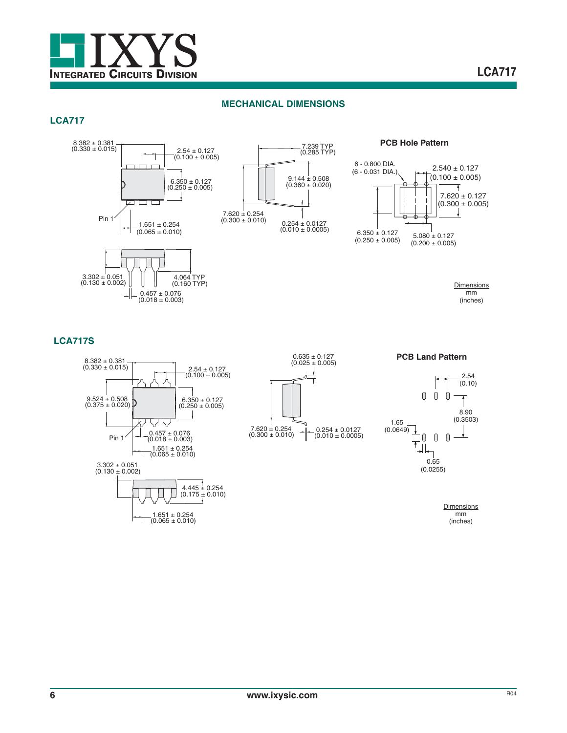## MECHANICAL DIMENSIONS

### LCA717

8.382 ± 0.381
(0.330 ± 0.015)

2.54 ± 0.127
(0.100 ± 0.005)

6.350 ± 0.127
(0.250 ± 0.005)

Pin 1

1.651 ± 0.254
(0.065 ± 0.010)

7.239 TYP
(0.285 TYP)

9.144 ± 0.508
(0.360 ± 0.020)

7.620 ± 0.254
(0.300 ± 0.010)

0.254 ± 0.0127
(0.010 ± 0.0005)

3.302 ± 0.051
(0.130 ± 0.002)

4.064 TYP
(0.160 TYP)

0.457 ± 0.076
(0.018 ± 0.003)

**PCB Hole Pattern**

6 - 0.800 DIA.
(6 - 0.031 DIA.)

2.540 ± 0.127
(0.100 ± 0.005)

7.620 ± 0.127
(0.300 ± 0.005)

6.350 ± 0.127
(0.250 ± 0.005)

5.080 ± 0.127
(0.200 ± 0.005)

Dimensions
mm
(inches)

### LCA717S

8.382 ± 0.381
(0.330 ± 0.015)

2.54 ± 0.127
(0.100 ± 0.005)

9.524 ± 0.508
(0.375 ± 0.020)

6.350 ± 0.127
(0.250 ± 0.005)

Pin 1

0.457 ± 0.076
(0.018 ± 0.003)

1.651 ± 0.254
(0.065 ± 0.010)

3.302 ± 0.051
(0.130 ± 0.002)

4.445 ± 0.254
(0.175 ± 0.010)

1.651 ± 0.254
(0.065 ± 0.010)

0.635 ± 0.127
(0.025 ± 0.005)

7.620 ± 0.254
(0.300 ± 0.010)

0.254 ± 0.0127
(0.010 ± 0.0005)

**PCB Land Pattern**

2.54
(0.10)

8.90
(0.3503)

1.65
(0.0649)

0.65
(0.0255)

Dimensions
mm
(inches)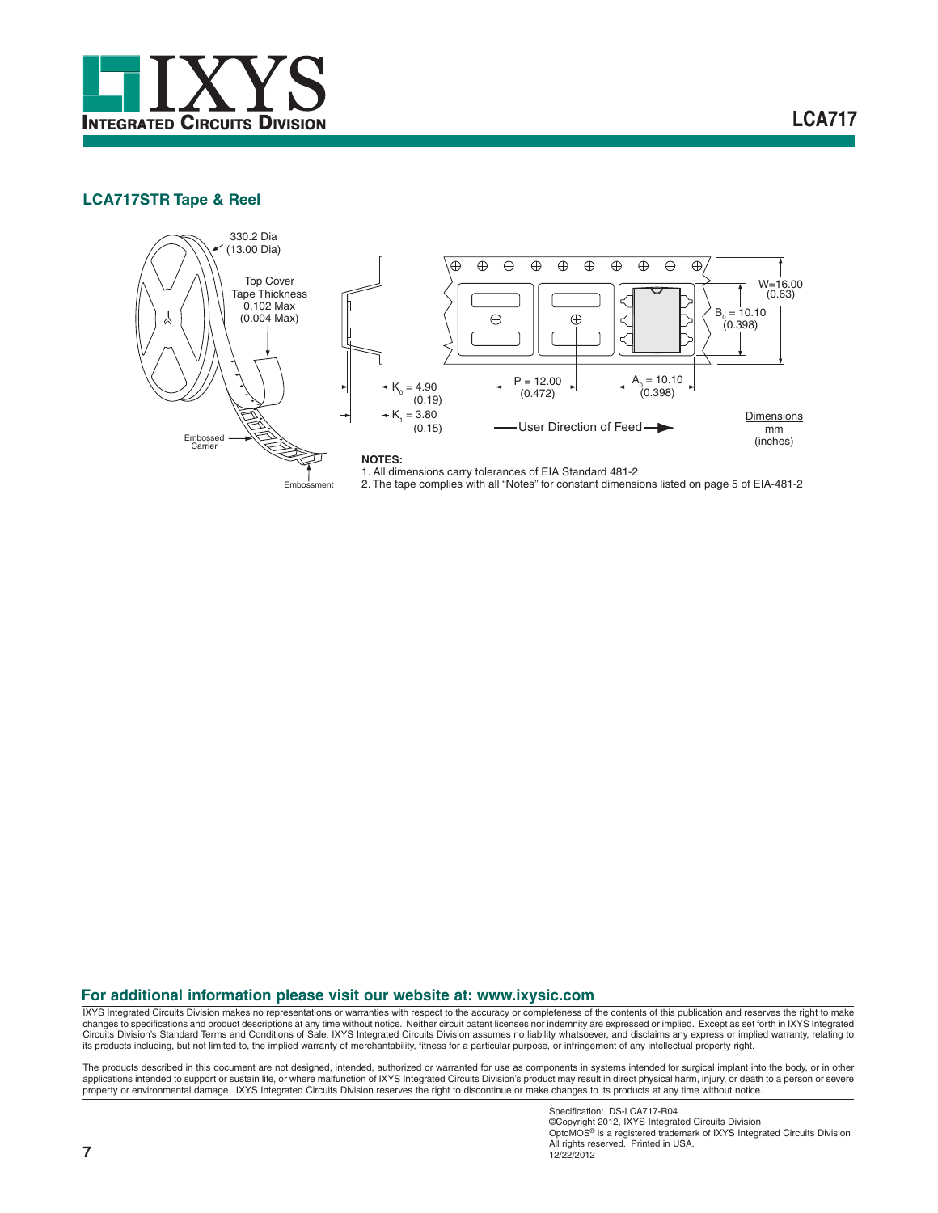## LCA717STR Tape & Reel

330.2 Dia (13.00 Dia)

Top Cover Tape Thickness 0.102 Max (0.004 Max)

Embossed Carrier

Embossment

$K_0$ = 4.90 (0.19)

$K_1$ = 3.80 (0.15)

P = 12.00 (0.472)

$A_0$ = 10.10 (0.398)

$B_0$ = 10.10 (0.398)

W=16.00 (0.63)

User Direction of Feed

Dimensions
mm
(inches)

**NOTES:**

1. All dimensions carry tolerances of EIA Standard 481-2
2. The tape complies with all "Notes" for constant dimensions listed on page 5 of EIA-481-2

### For additional information please visit our website at: www.ixysic.com

IXYS Integrated Circuits Division makes no representations or warranties with respect to the accuracy or completeness of the contents of this publication and reserves the right to make changes to specifications and product descriptions at any time without notice. Neither circuit patent licenses nor indemnity are expressed or implied. Except as set forth in IXYS Integrated Circuits Division's Standard Terms and Conditions of Sale, IXYS Integrated Circuits Division assumes no liability whatsoever, and disclaims any express or implied warranty, relating to its products including, but not limited to, the implied warranty of merchantability, fitness for a particular purpose, or infringement of any intellectual property right.

The products described in this document are not designed, intended, authorized or warranted for use as components in systems intended for surgical implant into the body, or in other applications intended to support or sustain life, or where malfunction of IXYS Integrated Circuits Division's product may result in direct physical harm, injury, or death to a person or severe property or environmental damage. IXYS Integrated Circuits Division reserves the right to discontinue or make changes to its products at any time without notice.

Specification: DS-LCA717-R04
©Copyright 2012, IXYS Integrated Circuits Division
OptoMOS® is a registered trademark of IXYS Integrated Circuits Division
All rights reserved. Printed in USA.
12/22/2012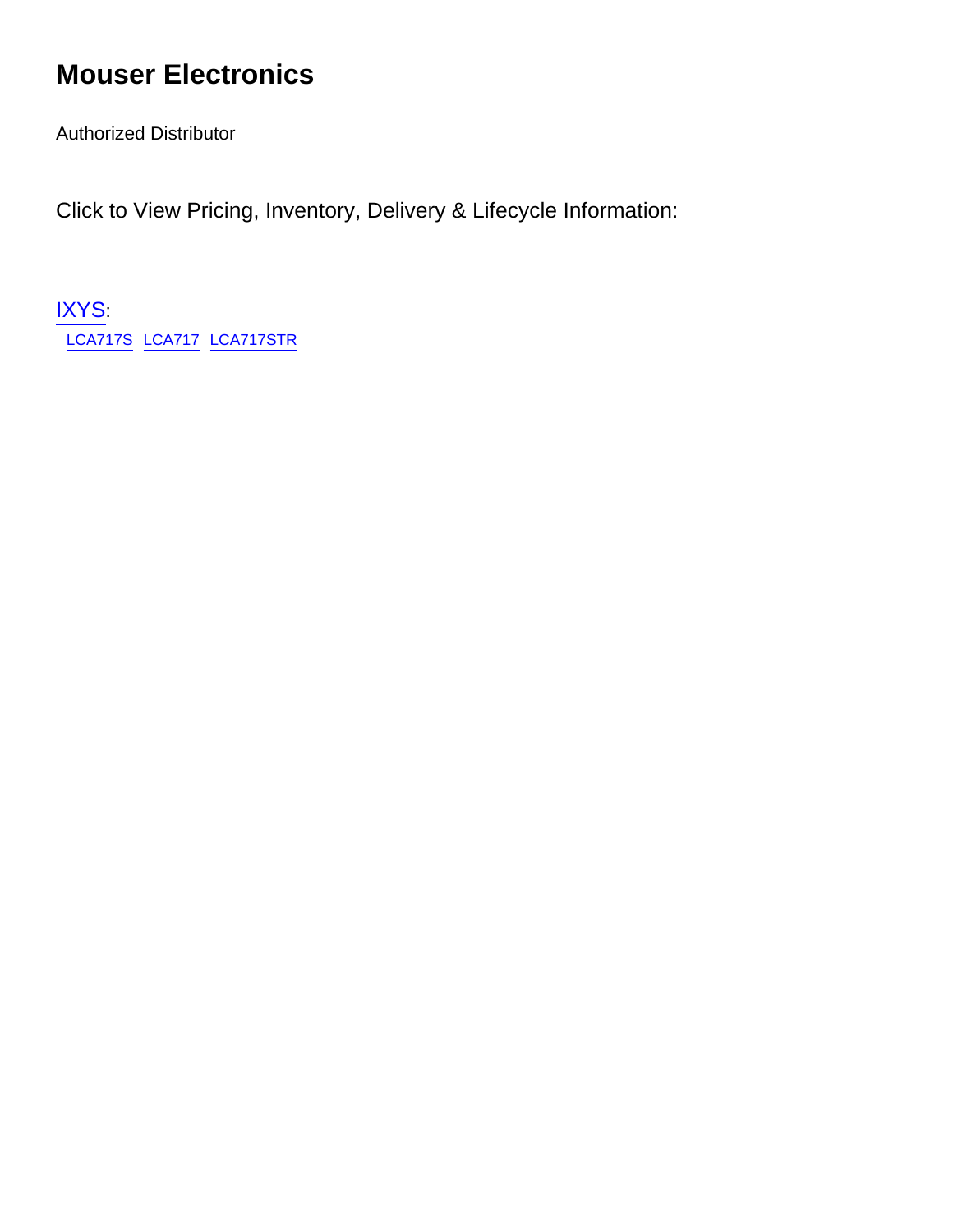# Mouser Electronics

Authorized Distributor

Click to View Pricing, Inventory, Delivery & Lifecycle Information:

IXYS:

LCA717S LCA717 LCA717STR